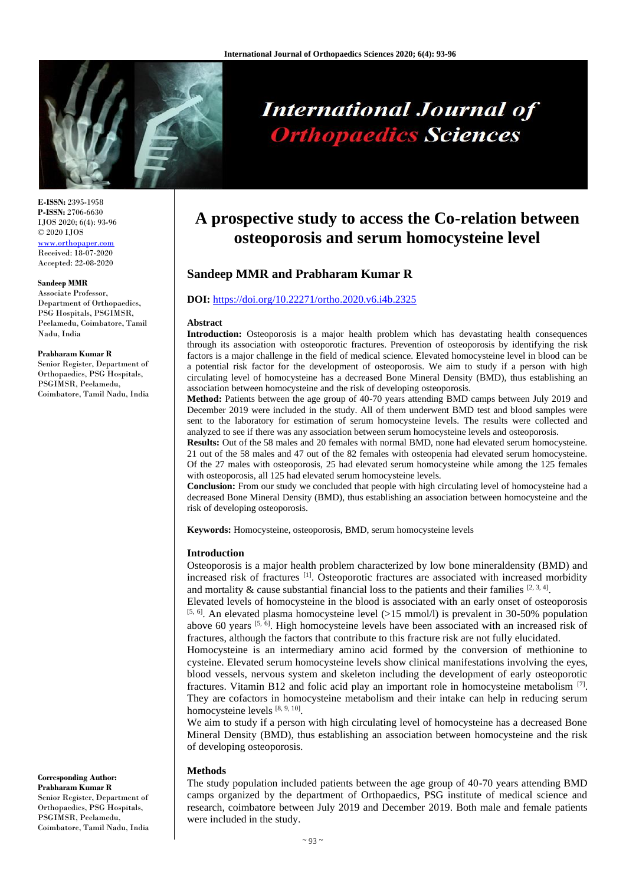# A prospective study to access the Co-relation between osteoporosis and serum homocysteine level

**Sandeep MMR and Prabharam Kumar R**

**E-ISSN:** 2395-1958
**P-ISSN:** 2706-6630
IJOS 2020; 6(4): 93-96
© 2020 IJOS
www.orthopaper.com
Received: 18-07-2020
Accepted: 22-08-2020

**Sandeep MMR**
Associate Professor, Department of Orthopaedics, PSG Hospitals, PSGIMSR, Peelamedu, Coimbatore, Tamil Nadu, India

**Prabharam Kumar R**
Senior Register, Department of Orthopaedics, PSG Hospitals, PSGIMSR, Peelamedu, Coimbatore, Tamil Nadu, India

**Corresponding Author:**
**Prabharam Kumar R**
Senior Register, Department of Orthopaedics, PSG Hospitals, PSGIMSR, Peelamedu, Coimbatore, Tamil Nadu, India

**DOI:** https://doi.org/10.22271/ortho.2020.v6.i4b.2325

## Abstract

**Introduction:** Osteoporosis is a major health problem which has devastating health consequences through its association with osteoporotic fractures. Prevention of osteoporosis by identifying the risk factors is a major challenge in the field of medical science. Elevated homocysteine level in blood can be a potential risk factor for the development of osteoporosis. We aim to study if a person with high circulating level of homocysteine has a decreased Bone Mineral Density (BMD), thus establishing an association between homocysteine and the risk of developing osteoporosis.

**Method:** Patients between the age group of 40-70 years attending BMD camps between July 2019 and December 2019 were included in the study. All of them underwent BMD test and blood samples were sent to the laboratory for estimation of serum homocysteine levels. The results were collected and analyzed to see if there was any association between serum homocysteine levels and osteoporosis.

**Results:** Out of the 58 males and 20 females with normal BMD, none had elevated serum homocysteine. 21 out of the 58 males and 47 out of the 82 females with osteopenia had elevated serum homocysteine. Of the 27 males with osteoporosis, 25 had elevated serum homocysteine while among the 125 females with osteoporosis, all 125 had elevated serum homocysteine levels.

**Conclusion:** From our study we concluded that people with high circulating level of homocysteine had a decreased Bone Mineral Density (BMD), thus establishing an association between homocysteine and the risk of developing osteoporosis.

**Keywords:** Homocysteine, osteoporosis, BMD, serum homocysteine levels

## Introduction

Osteoporosis is a major health problem characterized by low bone mineraldensity (BMD) and increased risk of fractures [1]. Osteoporotic fractures are associated with increased morbidity and mortality & cause substantial financial loss to the patients and their families [2, 3, 4].

Elevated levels of homocysteine in the blood is associated with an early onset of osteoporosis [5, 6]. An elevated plasma homocysteine level (>15 mmol/l) is prevalent in 30-50% population above 60 years [5, 6]. High homocysteine levels have been associated with an increased risk of fractures, although the factors that contribute to this fracture risk are not fully elucidated.

Homocysteine is an intermediary amino acid formed by the conversion of methionine to cysteine. Elevated serum homocysteine levels show clinical manifestations involving the eyes, blood vessels, nervous system and skeleton including the development of early osteoporotic fractures. Vitamin B12 and folic acid play an important role in homocysteine metabolism [7]. They are cofactors in homocysteine metabolism and their intake can help in reducing serum homocysteine levels [8, 9, 10].

We aim to study if a person with high circulating level of homocysteine has a decreased Bone Mineral Density (BMD), thus establishing an association between homocysteine and the risk of developing osteoporosis.

## Methods

The study population included patients between the age group of 40-70 years attending BMD camps organized by the department of Orthopaedics, PSG institute of medical science and research, coimbatore between July 2019 and December 2019. Both male and female patients were included in the study.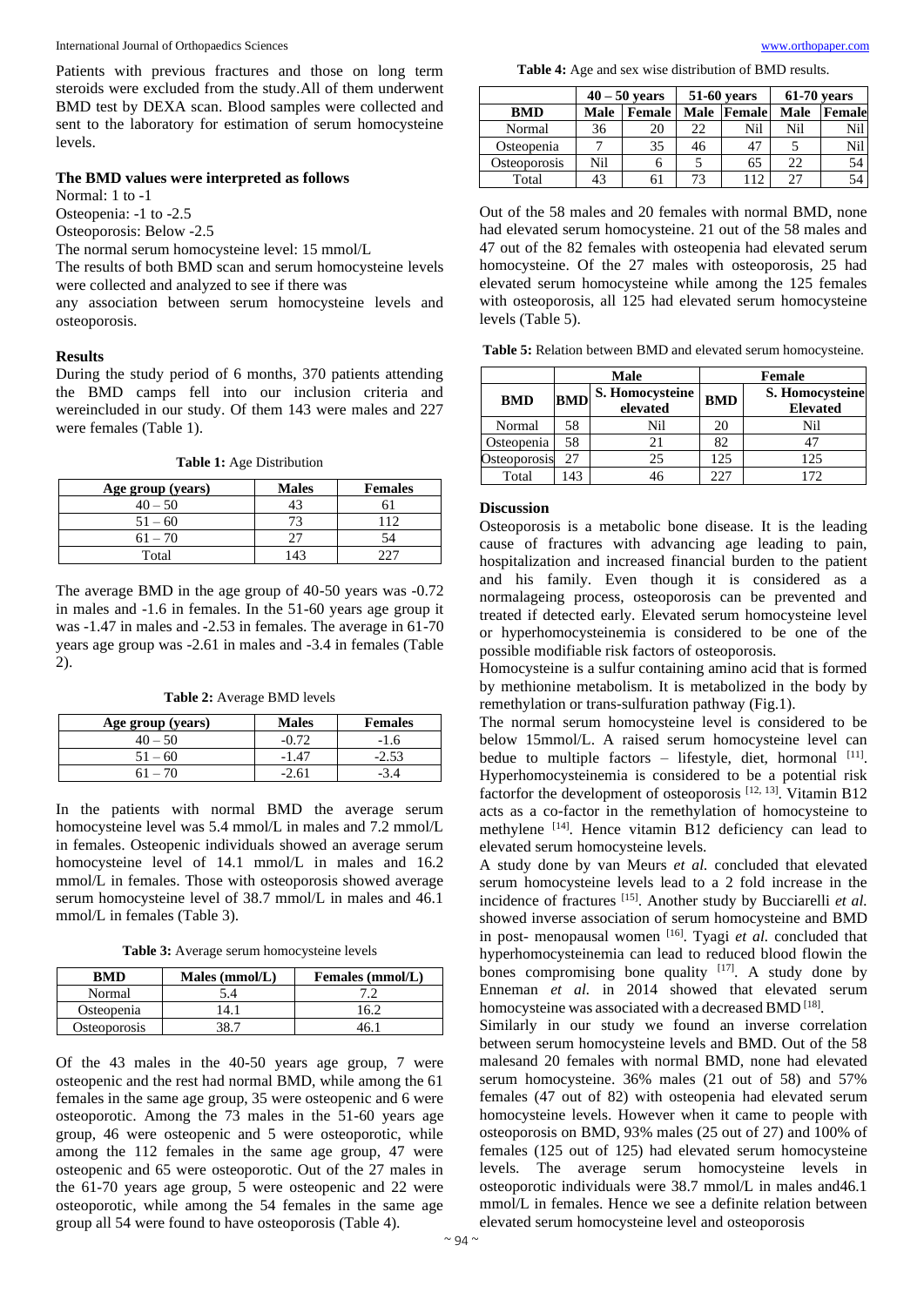Patients with previous fractures and those on long term steroids were excluded from the study.All of them underwent BMD test by DEXA scan. Blood samples were collected and sent to the laboratory for estimation of serum homocysteine levels.

### The BMD values were interpreted as follows

Normal: 1 to -1

Osteopenia: -1 to -2.5

Osteoporosis: Below -2.5

The normal serum homocysteine level: 15 mmol/L

The results of both BMD scan and serum homocysteine levels were collected and analyzed to see if there was any association between serum homocysteine levels and osteoporosis.

## Results

During the study period of 6 months, 370 patients attending the BMD camps fell into our inclusion criteria and wereincluded in our study. Of them 143 were males and 227 were females (Table 1).

**Table 1:** Age Distribution

| Age group (years) | Males | Females |
|---|---|---|
| 40 – 50 | 43 | 61 |
| 51 – 60 | 73 | 112 |
| 61 – 70 | 27 | 54 |
| Total | 143 | 227 |

The average BMD in the age group of 40-50 years was -0.72 in males and -1.6 in females. In the 51-60 years age group it was -1.47 in males and -2.53 in females. The average in 61-70 years age group was -2.61 in males and -3.4 in females (Table 2).

**Table 2:** Average BMD levels

| Age group (years) | Males | Females |
|---|---|---|
| 40 – 50 | -0.72 | -1.6 |
| 51 – 60 | -1.47 | -2.53 |
| 61 – 70 | -2.61 | -3.4 |

In the patients with normal BMD the average serum homocysteine level was 5.4 mmol/L in males and 7.2 mmol/L in females. Osteopenic individuals showed an average serum homocysteine level of 14.1 mmol/L in males and 16.2 mmol/L in females. Those with osteoporosis showed average serum homocysteine level of 38.7 mmol/L in males and 46.1 mmol/L in females (Table 3).

**Table 3:** Average serum homocysteine levels

| BMD | Males (mmol/L) | Females (mmol/L) |
|---|---|---|
| Normal | 5.4 | 7.2 |
| Osteopenia | 14.1 | 16.2 |
| Osteoporosis | 38.7 | 46.1 |

Of the 43 males in the 40-50 years age group, 7 were osteopenic and the rest had normal BMD, while among the 61 females in the same age group, 35 were osteopenic and 6 were osteoporotic. Among the 73 males in the 51-60 years age group, 46 were osteopenic and 5 were osteoporotic, while among the 112 females in the same age group, 47 were osteopenic and 65 were osteoporotic. Out of the 27 males in the 61-70 years age group, 5 were osteopenic and 22 were osteoporotic, while among the 54 females in the same age group all 54 were found to have osteoporosis (Table 4).

**Table 4:** Age and sex wise distribution of BMD results.

| | 40 – 50 years | | 51-60 years | | 61-70 years | |
|---|---|---|---|---|---|---|
| BMD | Male | Female | Male | Female | Male | Female |
| Normal | 36 | 20 | 22 | Nil | Nil | Nil |
| Osteopenia | 7 | 35 | 46 | 47 | 5 | Nil |
| Osteoporosis | Nil | 6 | 5 | 65 | 22 | 54 |
| Total | 43 | 61 | 73 | 112 | 27 | 54 |

Out of the 58 males and 20 females with normal BMD, none had elevated serum homocysteine. 21 out of the 58 males and 47 out of the 82 females with osteopenia had elevated serum homocysteine. Of the 27 males with osteoporosis, 25 had elevated serum homocysteine while among the 125 females with osteoporosis, all 125 had elevated serum homocysteine levels (Table 5).

**Table 5:** Relation between BMD and elevated serum homocysteine.

| | Male | | Female | |
|---|---|---|---|---|
| BMD | BMD | S. Homocysteine elevated | BMD | S. Homocysteine Elevated |
| Normal | 58 | Nil | 20 | Nil |
| Osteopenia | 58 | 21 | 82 | 47 |
| Osteoporosis | 27 | 25 | 125 | 125 |
| Total | 143 | 46 | 227 | 172 |

## Discussion

Osteoporosis is a metabolic bone disease. It is the leading cause of fractures with advancing age leading to pain, hospitalization and increased financial burden to the patient and his family. Even though it is considered as a normalageing process, osteoporosis can be prevented and treated if detected early. Elevated serum homocysteine level or hyperhomocysteinemia is considered to be one of the possible modifiable risk factors of osteoporosis.

Homocysteine is a sulfur containing amino acid that is formed by methionine metabolism. It is metabolized in the body by remethylation or trans-sulfuration pathway (Fig.1).

The normal serum homocysteine level is considered to be below 15mmol/L. A raised serum homocysteine level can bedue to multiple factors – lifestyle, diet, hormonal [11]. Hyperhomocysteinemia is considered to be a potential risk factorfor the development of osteoporosis [12, 13]. Vitamin B12 acts as a co-factor in the remethylation of homocysteine to methylene [14]. Hence vitamin B12 deficiency can lead to elevated serum homocysteine levels.

A study done by van Meurs *et al.* concluded that elevated serum homocysteine levels lead to a 2 fold increase in the incidence of fractures [15]. Another study by Bucciarelli *et al.* showed inverse association of serum homocysteine and BMD in post- menopausal women [16]. Tyagi *et al.* concluded that hyperhomocysteinemia can lead to reduced blood flowin the bones compromising bone quality [17]. A study done by Enneman *et al.* in 2014 showed that elevated serum homocysteine was associated with a decreased BMD [18].

Similarly in our study we found an inverse correlation between serum homocysteine levels and BMD. Out of the 58 malesand 20 females with normal BMD, none had elevated serum homocysteine. 36% males (21 out of 58) and 57% females (47 out of 82) with osteopenia had elevated serum homocysteine levels. However when it came to people with osteoporosis on BMD, 93% males (25 out of 27) and 100% of females (125 out of 125) had elevated serum homocysteine levels. The average serum homocysteine levels in osteoporotic individuals were 38.7 mmol/L in males and46.1 mmol/L in females. Hence we see a definite relation between elevated serum homocysteine level and osteoporosis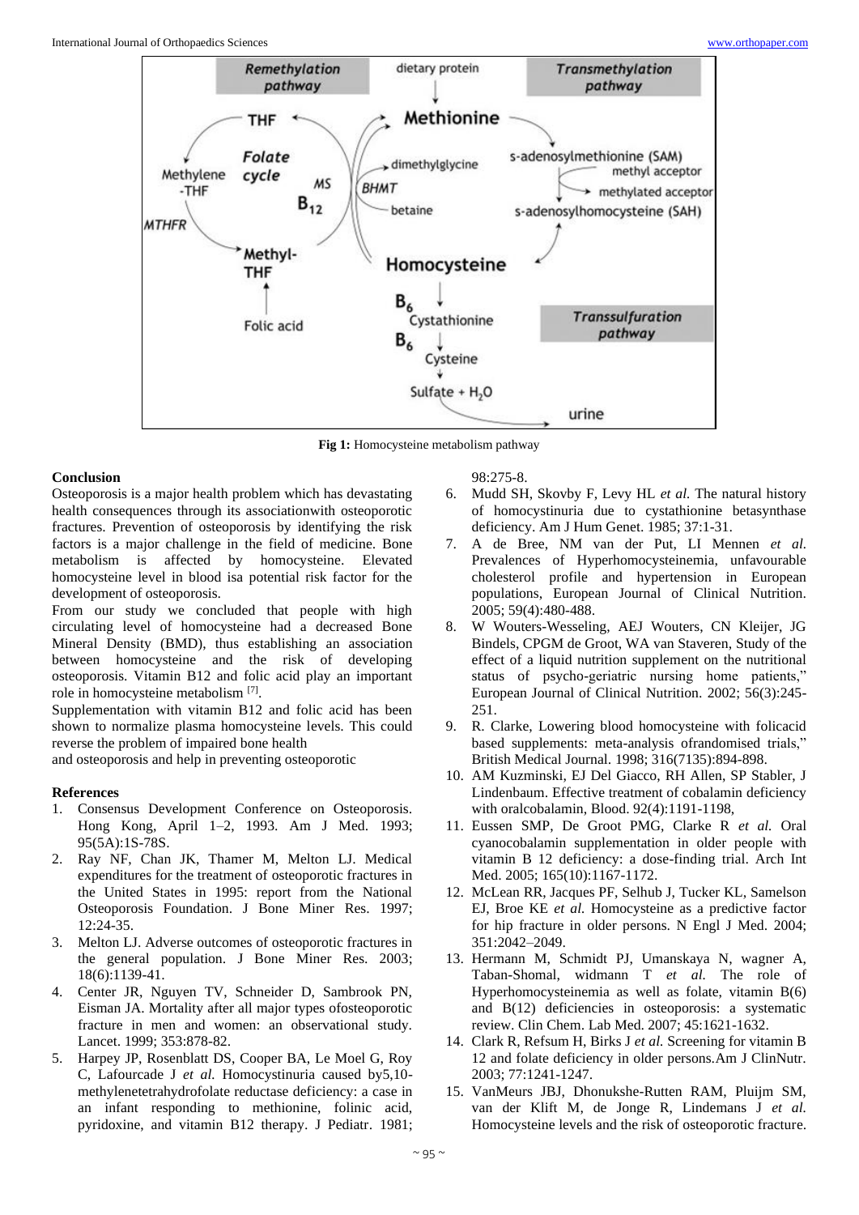Fig 1: Homocysteine metabolism pathway

## Conclusion

Osteoporosis is a major health problem which has devastating health consequences through its associationwith osteoporotic fractures. Prevention of osteoporosis by identifying the risk factors is a major challenge in the field of medicine. Bone metabolism is affected by homocysteine. Elevated homocysteine level in blood isa potential risk factor for the development of osteoporosis.

From our study we concluded that people with high circulating level of homocysteine had a decreased Bone Mineral Density (BMD), thus establishing an association between homocysteine and the risk of developing osteoporosis. Vitamin B12 and folic acid play an important role in homocysteine metabolism [7].

Supplementation with vitamin B12 and folic acid has been shown to normalize plasma homocysteine levels. This could reverse the problem of impaired bone health and osteoporosis and help in preventing osteoporotic

## References

1. Consensus Development Conference on Osteoporosis. Hong Kong, April 1–2, 1993. Am J Med. 1993; 95(5A):1S-78S.
2. Ray NF, Chan JK, Thamer M, Melton LJ. Medical expenditures for the treatment of osteoporotic fractures in the United States in 1995: report from the National Osteoporosis Foundation. J Bone Miner Res. 1997; 12:24-35.
3. Melton LJ. Adverse outcomes of osteoporotic fractures in the general population. J Bone Miner Res. 2003; 18(6):1139-41.
4. Center JR, Nguyen TV, Schneider D, Sambrook PN, Eisman JA. Mortality after all major types ofosteoporotic fracture in men and women: an observational study. Lancet. 1999; 353:878-82.
5. Harpey JP, Rosenblatt DS, Cooper BA, Le Moel G, Roy C, Lafourcade J *et al.* Homocystinuria caused by5,10-methylenetetrahydrofolate reductase deficiency: a case in an infant responding to methionine, folinic acid, pyridoxine, and vitamin B12 therapy. J Pediatr. 1981; 98:275-8.
6. Mudd SH, Skovby F, Levy HL *et al.* The natural history of homocystinuria due to cystathionine betasynthase deficiency. Am J Hum Genet. 1985; 37:1-31.
7. A de Bree, NM van der Put, LI Mennen *et al.* Prevalences of Hyperhomocysteinemia, unfavourable cholesterol profile and hypertension in European populations, European Journal of Clinical Nutrition. 2005; 59(4):480-488.
8. W Wouters-Wesseling, AEJ Wouters, CN Kleijer, JG Bindels, CPGM de Groot, WA van Staveren, Study of the effect of a liquid nutrition supplement on the nutritional status of psycho-geriatric nursing home patients," European Journal of Clinical Nutrition. 2002; 56(3):245-251.
9. R. Clarke, Lowering blood homocysteine with folicacid based supplements: meta-analysis ofrandomised trials," British Medical Journal. 1998; 316(7135):894-898.
10. AM Kuzminski, EJ Del Giacco, RH Allen, SP Stabler, J Lindenbaum. Effective treatment of cobalamin deficiency with oralcobalamin, Blood. 92(4):1191-1198,
11. Eussen SMP, De Groot PMG, Clarke R *et al.* Oral cyanocobalamin supplementation in older people with vitamin B 12 deficiency: a dose-finding trial. Arch Int Med. 2005; 165(10):1167-1172.
12. McLean RR, Jacques PF, Selhub J, Tucker KL, Samelson EJ, Broe KE *et al.* Homocysteine as a predictive factor for hip fracture in older persons. N Engl J Med. 2004; 351:2042–2049.
13. Hermann M, Schmidt PJ, Umanskaya N, wagner A, Taban-Shomal, widmann T *et al.* The role of Hyperhomocysteinemia as well as folate, vitamin B(6) and B(12) deficiencies in osteoporosis: a systematic review. Clin Chem. Lab Med. 2007; 45:1621-1632.
14. Clark R, Refsum H, Birks J *et al.* Screening for vitamin B 12 and folate deficiency in older persons.Am J ClinNutr. 2003; 77:1241-1247.
15. VanMeurs JBJ, Dhonukshe-Rutten RAM, Pluijm SM, van der Klift M, de Jonge R, Lindemans J *et al.* Homocysteine levels and the risk of osteoporotic fracture.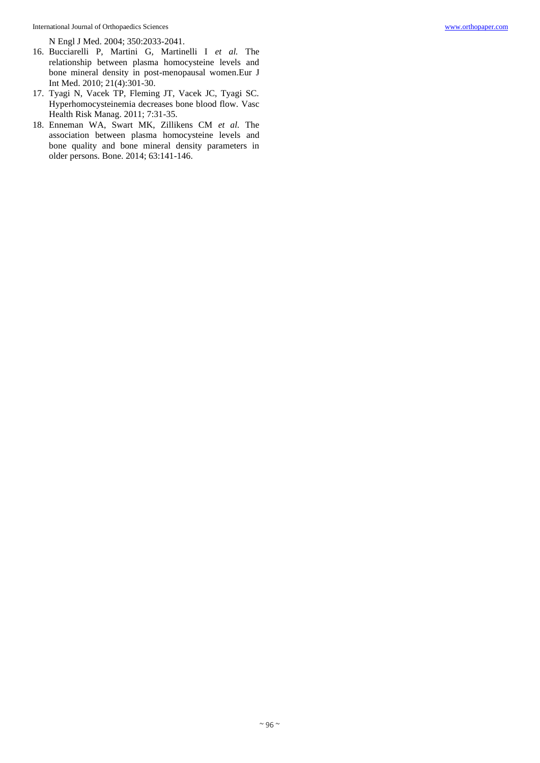N Engl J Med. 2004; 350:2033-2041.

16. Bucciarelli P, Martini G, Martinelli I *et al.* The relationship between plasma homocysteine levels and bone mineral density in post-menopausal women.Eur J Int Med. 2010; 21(4):301-30.
17. Tyagi N, Vacek TP, Fleming JT, Vacek JC, Tyagi SC. Hyperhomocysteinemia decreases bone blood flow. Vasc Health Risk Manag. 2011; 7:31-35.
18. Enneman WA, Swart MK, Zillikens CM *et al.* The association between plasma homocysteine levels and bone quality and bone mineral density parameters in older persons. Bone. 2014; 63:141-146.